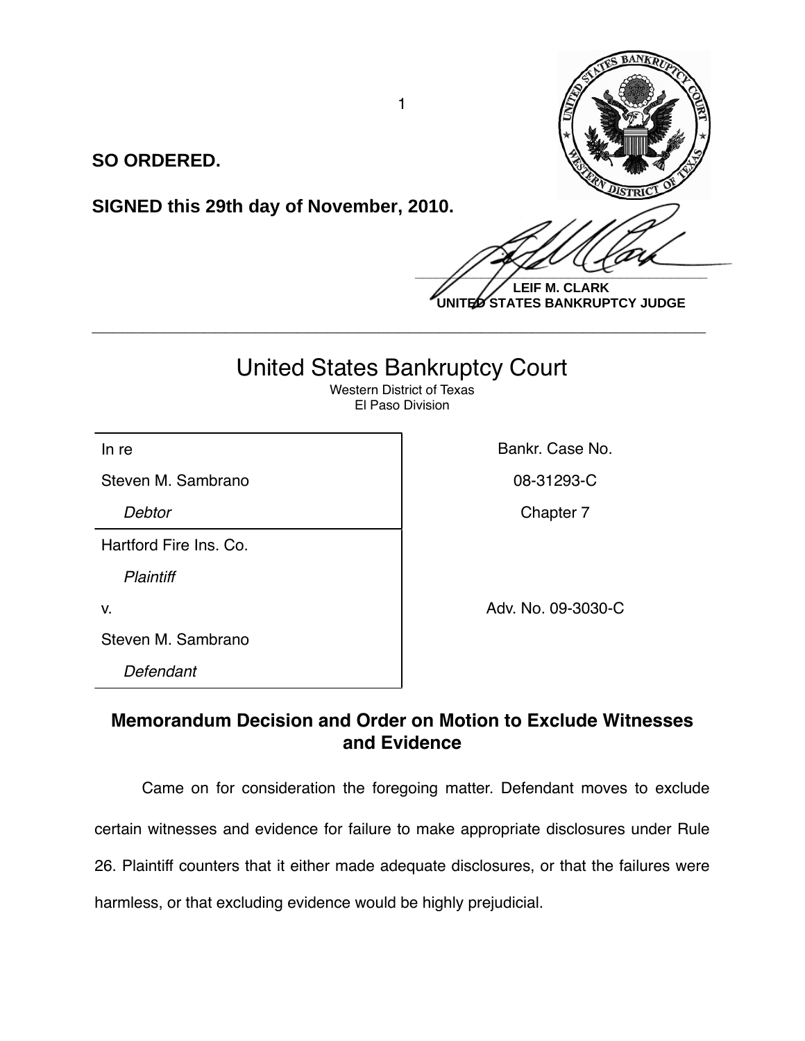**SO ORDERED.**

**SIGNED this 29th day of November, 2010.**

**LEIF M. CLARK**
**UNITED STATES BANKRUPTCY JUDGE**

---

# United States Bankruptcy Court

Western District of Texas
El Paso Division

| | |
|---|---|
| In re<br>Steven M. Sambrano<br>*Debtor* | Bankr. Case No.<br>08-31293-C<br>Chapter 7 |
| Hartford Fire Ins. Co.<br>*Plaintiff*<br>v.<br>Steven M. Sambrano<br>*Defendant* | Adv. No. 09-3030-C |

## Memorandum Decision and Order on Motion to Exclude Witnesses and Evidence

Came on for consideration the foregoing matter. Defendant moves to exclude certain witnesses and evidence for failure to make appropriate disclosures under Rule 26. Plaintiff counters that it either made adequate disclosures, or that the failures were harmless, or that excluding evidence would be highly prejudicial.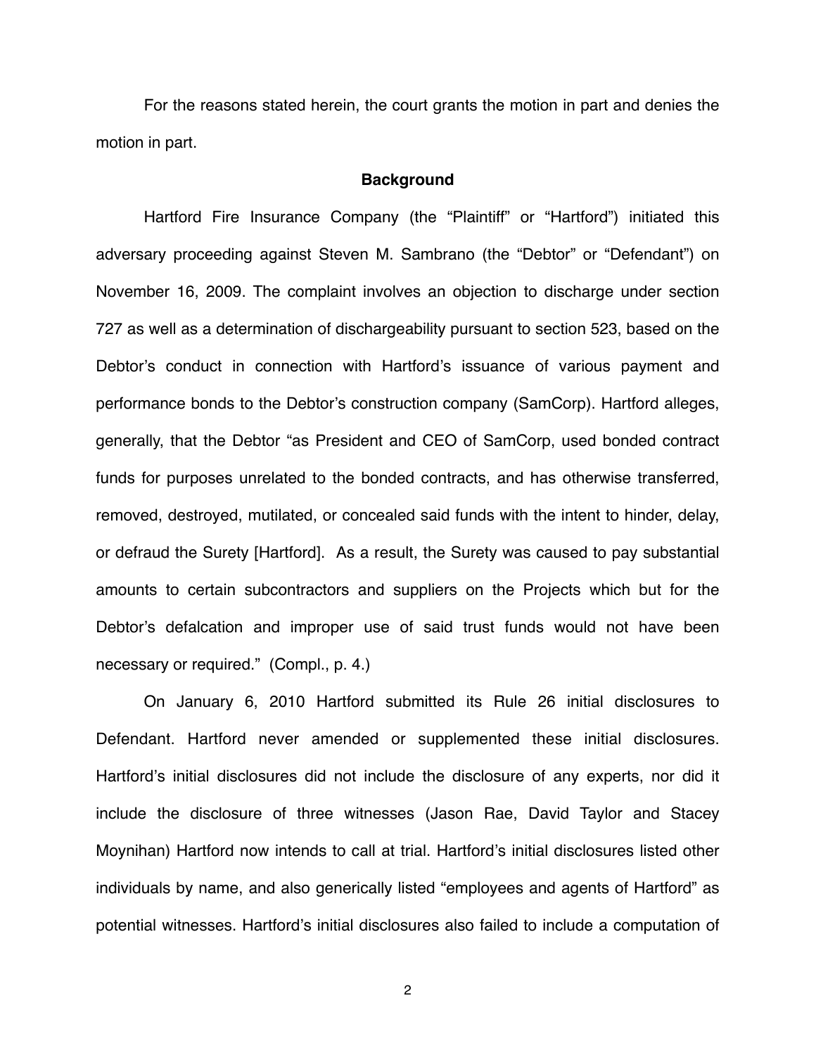For the reasons stated herein, the court grants the motion in part and denies the motion in part.

**Background**

Hartford Fire Insurance Company (the "Plaintiff" or "Hartford") initiated this adversary proceeding against Steven M. Sambrano (the "Debtor" or "Defendant") on November 16, 2009. The complaint involves an objection to discharge under section 727 as well as a determination of dischargeability pursuant to section 523, based on the Debtor's conduct in connection with Hartford's issuance of various payment and performance bonds to the Debtor's construction company (SamCorp). Hartford alleges, generally, that the Debtor "as President and CEO of SamCorp, used bonded contract funds for purposes unrelated to the bonded contracts, and has otherwise transferred, removed, destroyed, mutilated, or concealed said funds with the intent to hinder, delay, or defraud the Surety [Hartford]. As a result, the Surety was caused to pay substantial amounts to certain subcontractors and suppliers on the Projects which but for the Debtor's defalcation and improper use of said trust funds would not have been necessary or required." (Compl., p. 4.)

On January 6, 2010 Hartford submitted its Rule 26 initial disclosures to Defendant. Hartford never amended or supplemented these initial disclosures. Hartford's initial disclosures did not include the disclosure of any experts, nor did it include the disclosure of three witnesses (Jason Rae, David Taylor and Stacey Moynihan) Hartford now intends to call at trial. Hartford's initial disclosures listed other individuals by name, and also generically listed "employees and agents of Hartford" as potential witnesses. Hartford's initial disclosures also failed to include a computation of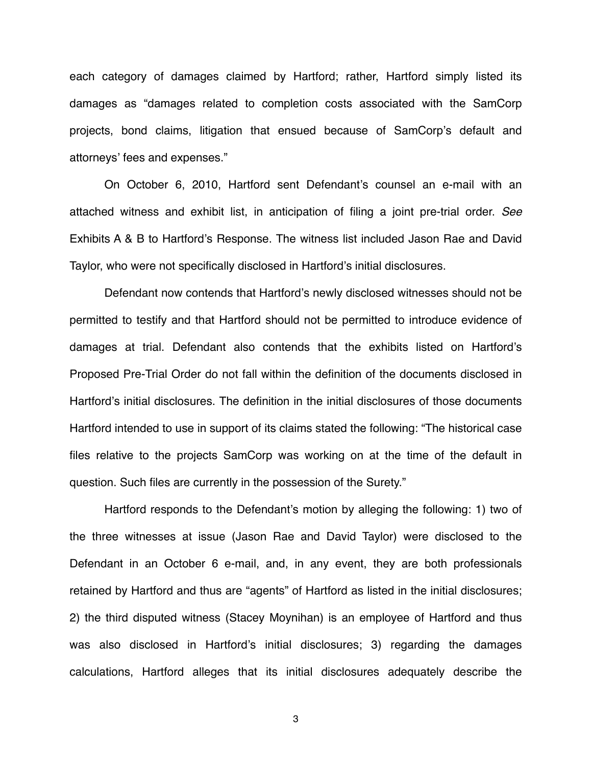each category of damages claimed by Hartford; rather, Hartford simply listed its damages as "damages related to completion costs associated with the SamCorp projects, bond claims, litigation that ensued because of SamCorp's default and attorneys' fees and expenses."

On October 6, 2010, Hartford sent Defendant's counsel an e-mail with an attached witness and exhibit list, in anticipation of filing a joint pre-trial order. *See* Exhibits A & B to Hartford's Response. The witness list included Jason Rae and David Taylor, who were not specifically disclosed in Hartford's initial disclosures.

Defendant now contends that Hartford's newly disclosed witnesses should not be permitted to testify and that Hartford should not be permitted to introduce evidence of damages at trial. Defendant also contends that the exhibits listed on Hartford's Proposed Pre-Trial Order do not fall within the definition of the documents disclosed in Hartford's initial disclosures. The definition in the initial disclosures of those documents Hartford intended to use in support of its claims stated the following: "The historical case files relative to the projects SamCorp was working on at the time of the default in question. Such files are currently in the possession of the Surety."

Hartford responds to the Defendant's motion by alleging the following: 1) two of the three witnesses at issue (Jason Rae and David Taylor) were disclosed to the Defendant in an October 6 e-mail, and, in any event, they are both professionals retained by Hartford and thus are "agents" of Hartford as listed in the initial disclosures; 2) the third disputed witness (Stacey Moynihan) is an employee of Hartford and thus was also disclosed in Hartford's initial disclosures; 3) regarding the damages calculations, Hartford alleges that its initial disclosures adequately describe the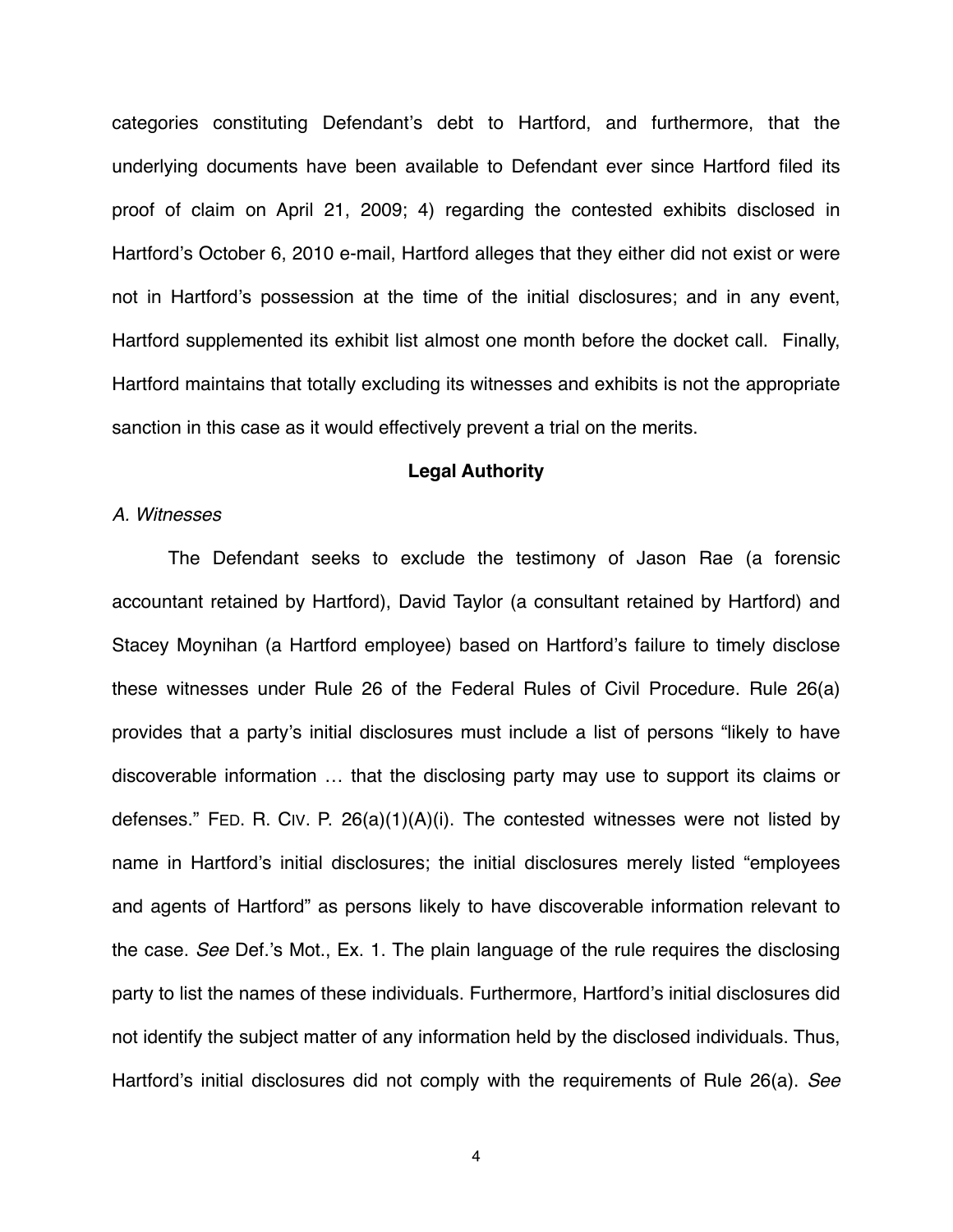categories constituting Defendant's debt to Hartford, and furthermore, that the underlying documents have been available to Defendant ever since Hartford filed its proof of claim on April 21, 2009; 4) regarding the contested exhibits disclosed in Hartford's October 6, 2010 e-mail, Hartford alleges that they either did not exist or were not in Hartford's possession at the time of the initial disclosures; and in any event, Hartford supplemented its exhibit list almost one month before the docket call. Finally, Hartford maintains that totally excluding its witnesses and exhibits is not the appropriate sanction in this case as it would effectively prevent a trial on the merits.

**Legal Authority**

*A. Witnesses*

The Defendant seeks to exclude the testimony of Jason Rae (a forensic accountant retained by Hartford), David Taylor (a consultant retained by Hartford) and Stacey Moynihan (a Hartford employee) based on Hartford's failure to timely disclose these witnesses under Rule 26 of the Federal Rules of Civil Procedure. Rule 26(a) provides that a party's initial disclosures must include a list of persons "likely to have discoverable information … that the disclosing party may use to support its claims or defenses." FED. R. CIV. P. 26(a)(1)(A)(i). The contested witnesses were not listed by name in Hartford's initial disclosures; the initial disclosures merely listed "employees and agents of Hartford" as persons likely to have discoverable information relevant to the case. *See* Def.'s Mot., Ex. 1. The plain language of the rule requires the disclosing party to list the names of these individuals. Furthermore, Hartford's initial disclosures did not identify the subject matter of any information held by the disclosed individuals. Thus, Hartford's initial disclosures did not comply with the requirements of Rule 26(a). *See*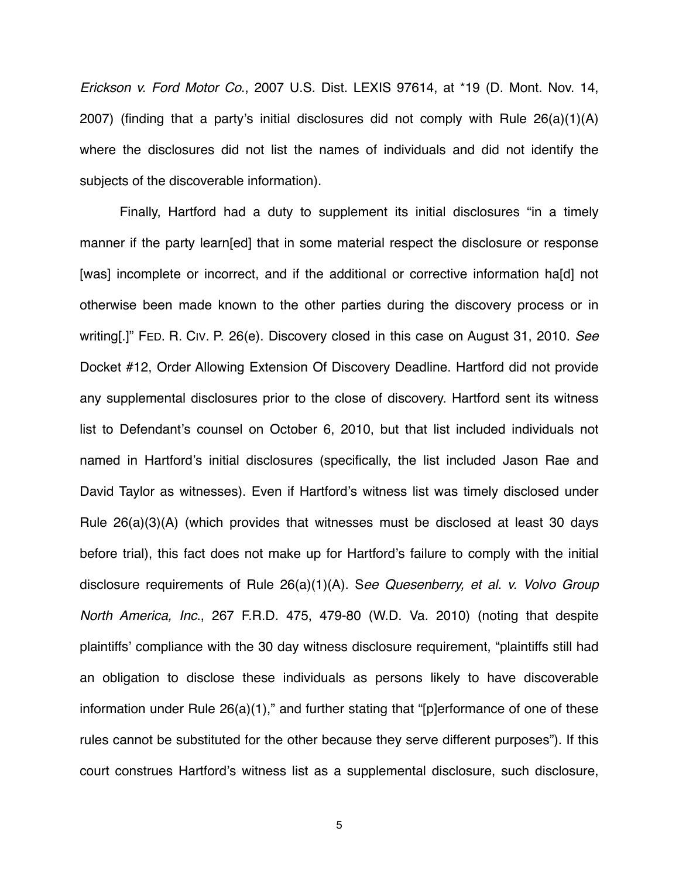*Erickson v. Ford Motor Co.*, 2007 U.S. Dist. LEXIS 97614, at *19 (D. Mont. Nov. 14, 2007) (finding that a party's initial disclosures did not comply with Rule 26(a)(1)(A) where the disclosures did not list the names of individuals and did not identify the subjects of the discoverable information).

Finally, Hartford had a duty to supplement its initial disclosures "in a timely manner if the party learn[ed] that in some material respect the disclosure or response [was] incomplete or incorrect, and if the additional or corrective information ha[d] not otherwise been made known to the other parties during the discovery process or in writing[.]" FED. R. CIV. P. 26(e). Discovery closed in this case on August 31, 2010. *See* Docket #12, Order Allowing Extension Of Discovery Deadline. Hartford did not provide any supplemental disclosures prior to the close of discovery. Hartford sent its witness list to Defendant's counsel on October 6, 2010, but that list included individuals not named in Hartford's initial disclosures (specifically, the list included Jason Rae and David Taylor as witnesses). Even if Hartford's witness list was timely disclosed under Rule 26(a)(3)(A) (which provides that witnesses must be disclosed at least 30 days before trial), this fact does not make up for Hartford's failure to comply with the initial disclosure requirements of Rule 26(a)(1)(A). S*ee Quesenberry, et al. v. Volvo Group North America, Inc.*, 267 F.R.D. 475, 479-80 (W.D. Va. 2010) (noting that despite plaintiffs' compliance with the 30 day witness disclosure requirement, "plaintiffs still had an obligation to disclose these individuals as persons likely to have discoverable information under Rule 26(a)(1)," and further stating that "[p]erformance of one of these rules cannot be substituted for the other because they serve different purposes"). If this court construes Hartford's witness list as a supplemental disclosure, such disclosure,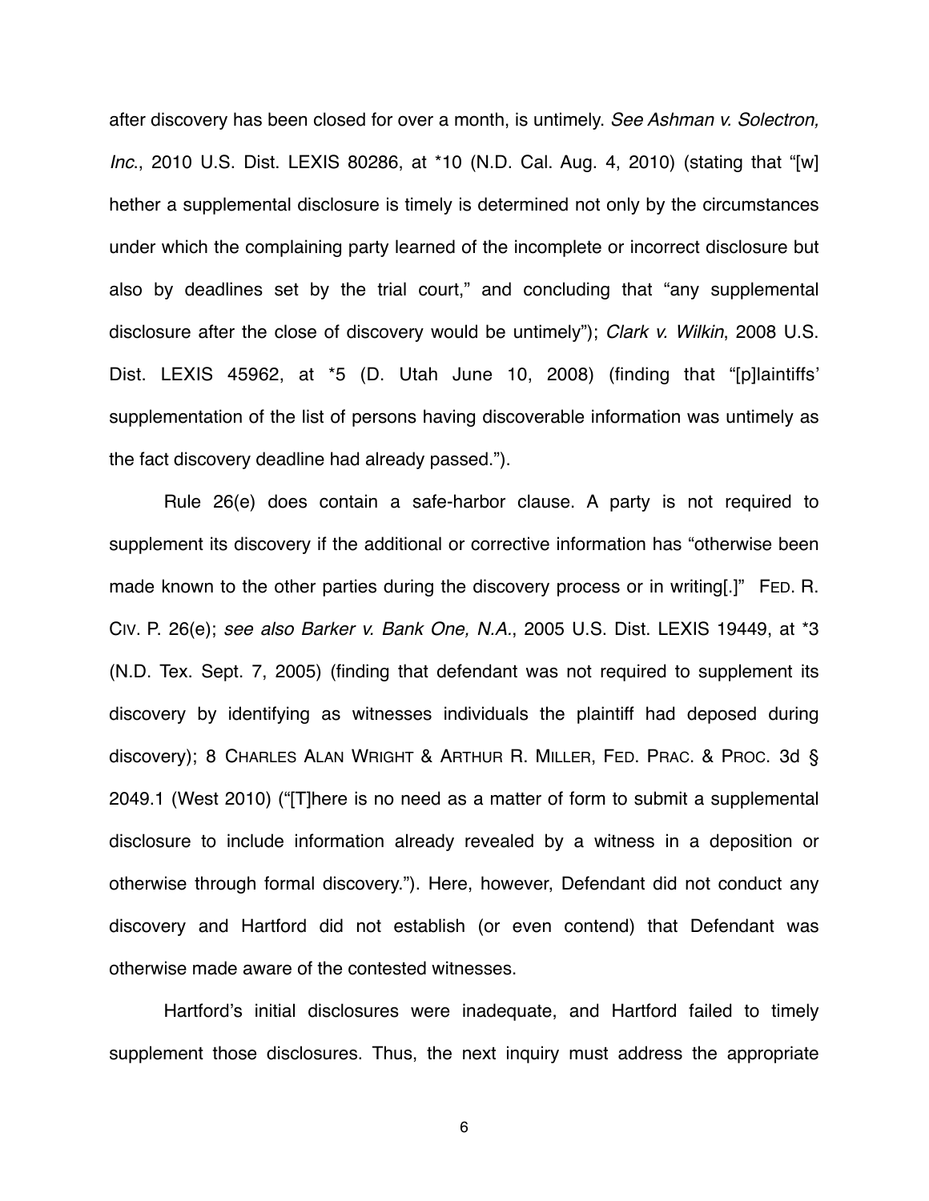after discovery has been closed for over a month, is untimely. *See Ashman v. Solectron, Inc.*, 2010 U.S. Dist. LEXIS 80286, at *10 (N.D. Cal. Aug. 4, 2010) (stating that "[w] hether a supplemental disclosure is timely is determined not only by the circumstances under which the complaining party learned of the incomplete or incorrect disclosure but also by deadlines set by the trial court," and concluding that "any supplemental disclosure after the close of discovery would be untimely"); *Clark v. Wilkin*, 2008 U.S. Dist. LEXIS 45962, at *5 (D. Utah June 10, 2008) (finding that "[p]laintiffs' supplementation of the list of persons having discoverable information was untimely as the fact discovery deadline had already passed.").

Rule 26(e) does contain a safe-harbor clause. A party is not required to supplement its discovery if the additional or corrective information has "otherwise been made known to the other parties during the discovery process or in writing[.]" FED. R. CIV. P. 26(e); *see also Barker v. Bank One, N.A.*, 2005 U.S. Dist. LEXIS 19449, at *3 (N.D. Tex. Sept. 7, 2005) (finding that defendant was not required to supplement its discovery by identifying as witnesses individuals the plaintiff had deposed during discovery); 8 CHARLES ALAN WRIGHT & ARTHUR R. MILLER, FED. PRAC. & PROC. 3d § 2049.1 (West 2010) ("[T]here is no need as a matter of form to submit a supplemental disclosure to include information already revealed by a witness in a deposition or otherwise through formal discovery."). Here, however, Defendant did not conduct any discovery and Hartford did not establish (or even contend) that Defendant was otherwise made aware of the contested witnesses.

Hartford's initial disclosures were inadequate, and Hartford failed to timely supplement those disclosures. Thus, the next inquiry must address the appropriate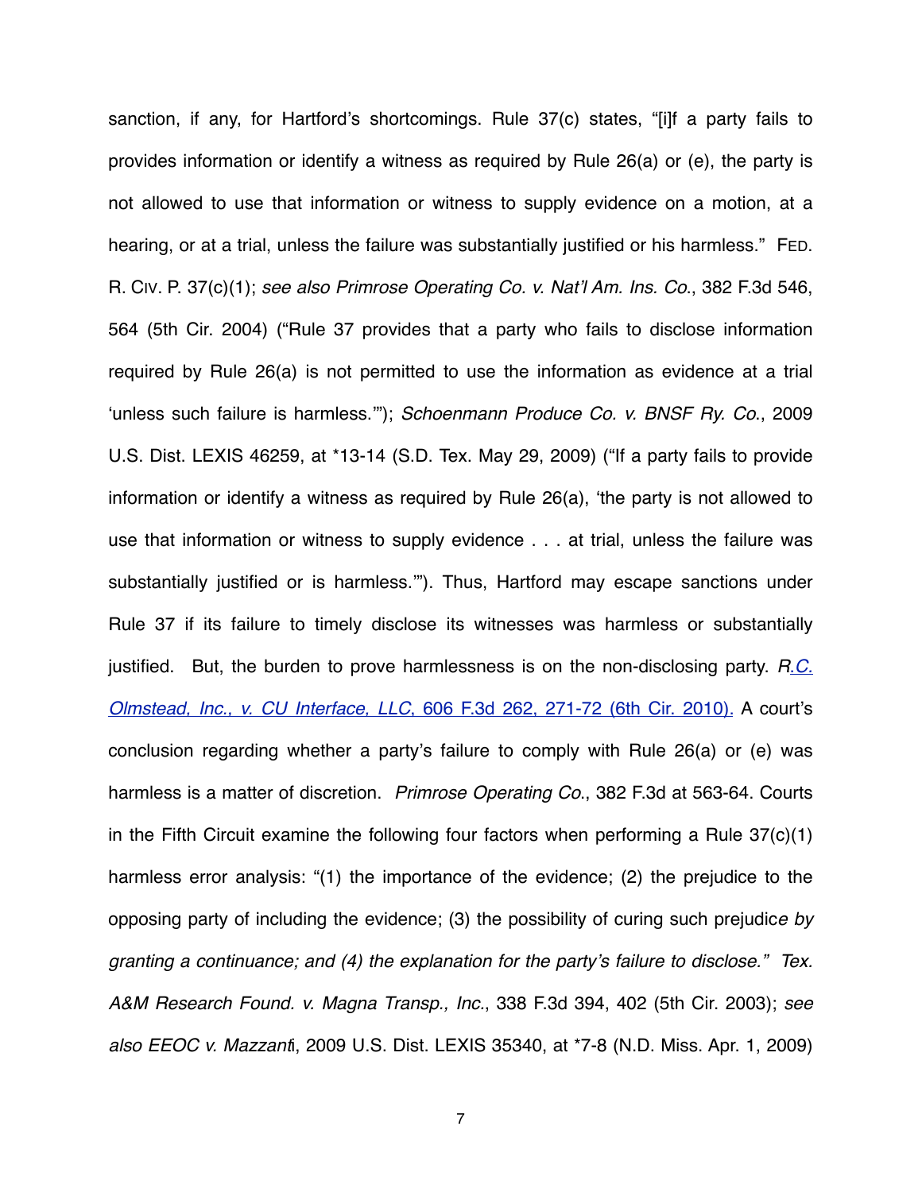sanction, if any, for Hartford's shortcomings. Rule 37(c) states, "[i]f a party fails to provides information or identify a witness as required by Rule 26(a) or (e), the party is not allowed to use that information or witness to supply evidence on a motion, at a hearing, or at a trial, unless the failure was substantially justified or his harmless." FED. R. CIV. P. 37(c)(1); *see also Primrose Operating Co. v. Nat'l Am. Ins. Co.*, 382 F.3d 546, 564 (5th Cir. 2004) ("Rule 37 provides that a party who fails to disclose information required by Rule 26(a) is not permitted to use the information as evidence at a trial 'unless such failure is harmless.'"); *Schoenmann Produce Co. v. BNSF Ry. Co.*, 2009 U.S. Dist. LEXIS 46259, at *13-14 (S.D. Tex. May 29, 2009) ("If a party fails to provide information or identify a witness as required by Rule 26(a), 'the party is not allowed to use that information or witness to supply evidence . . . at trial, unless the failure was substantially justified or is harmless.'"). Thus, Hartford may escape sanctions under Rule 37 if its failure to timely disclose its witnesses was harmless or substantially justified. But, the burden to prove harmlessness is on the non-disclosing party. *R.C. Olmstead, Inc., v. CU Interface, LLC*, 606 F.3d 262, 271-72 (6th Cir. 2010). A court's conclusion regarding whether a party's failure to comply with Rule 26(a) or (e) was harmless is a matter of discretion. *Primrose Operating Co.*, 382 F.3d at 563-64. Courts in the Fifth Circuit examine the following four factors when performing a Rule 37(c)(1) harmless error analysis: "(1) the importance of the evidence; (2) the prejudice to the opposing party of including the evidence; (3) the possibility of curing such prejudic*e by granting a continuance; and (4) the explanation for the party's failure to disclose." Tex. A&M Research Found. v. Magna Transp., Inc.*, 338 F.3d 394, 402 (5th Cir. 2003); *see also EEOC v. Mazzanti*, 2009 U.S. Dist. LEXIS 35340, at *7-8 (N.D. Miss. Apr. 1, 2009)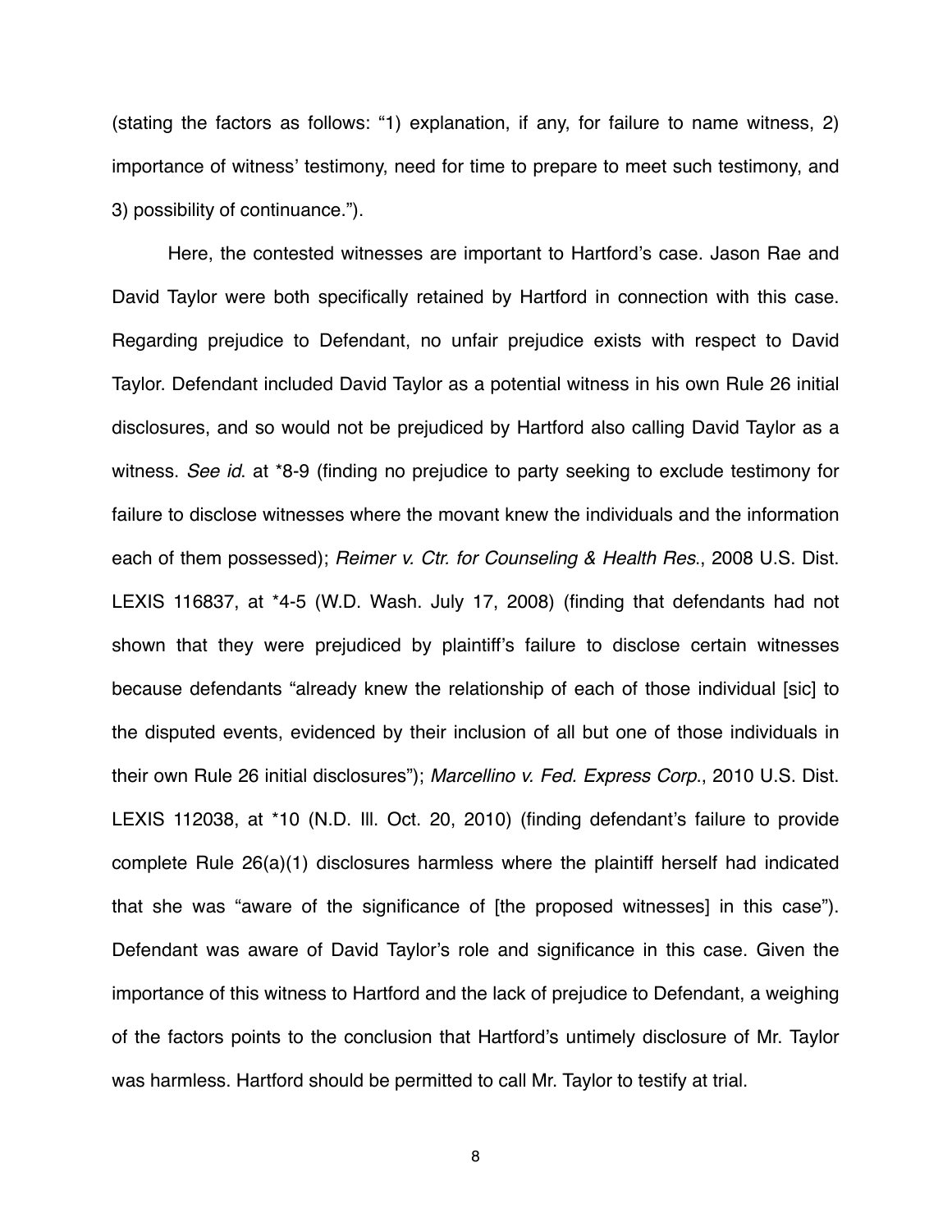(stating the factors as follows: "1) explanation, if any, for failure to name witness, 2) importance of witness' testimony, need for time to prepare to meet such testimony, and 3) possibility of continuance.").

Here, the contested witnesses are important to Hartford's case. Jason Rae and David Taylor were both specifically retained by Hartford in connection with this case. Regarding prejudice to Defendant, no unfair prejudice exists with respect to David Taylor. Defendant included David Taylor as a potential witness in his own Rule 26 initial disclosures, and so would not be prejudiced by Hartford also calling David Taylor as a witness. *See id*. at *8-9 (finding no prejudice to party seeking to exclude testimony for failure to disclose witnesses where the movant knew the individuals and the information each of them possessed); *Reimer v. Ctr. for Counseling & Health Res*., 2008 U.S. Dist. LEXIS 116837, at *4-5 (W.D. Wash. July 17, 2008) (finding that defendants had not shown that they were prejudiced by plaintiff's failure to disclose certain witnesses because defendants "already knew the relationship of each of those individual [sic] to the disputed events, evidenced by their inclusion of all but one of those individuals in their own Rule 26 initial disclosures"); *Marcellino v. Fed. Express Corp*., 2010 U.S. Dist. LEXIS 112038, at *10 (N.D. Ill. Oct. 20, 2010) (finding defendant's failure to provide complete Rule 26(a)(1) disclosures harmless where the plaintiff herself had indicated that she was "aware of the significance of [the proposed witnesses] in this case"). Defendant was aware of David Taylor's role and significance in this case. Given the importance of this witness to Hartford and the lack of prejudice to Defendant, a weighing of the factors points to the conclusion that Hartford's untimely disclosure of Mr. Taylor was harmless. Hartford should be permitted to call Mr. Taylor to testify at trial.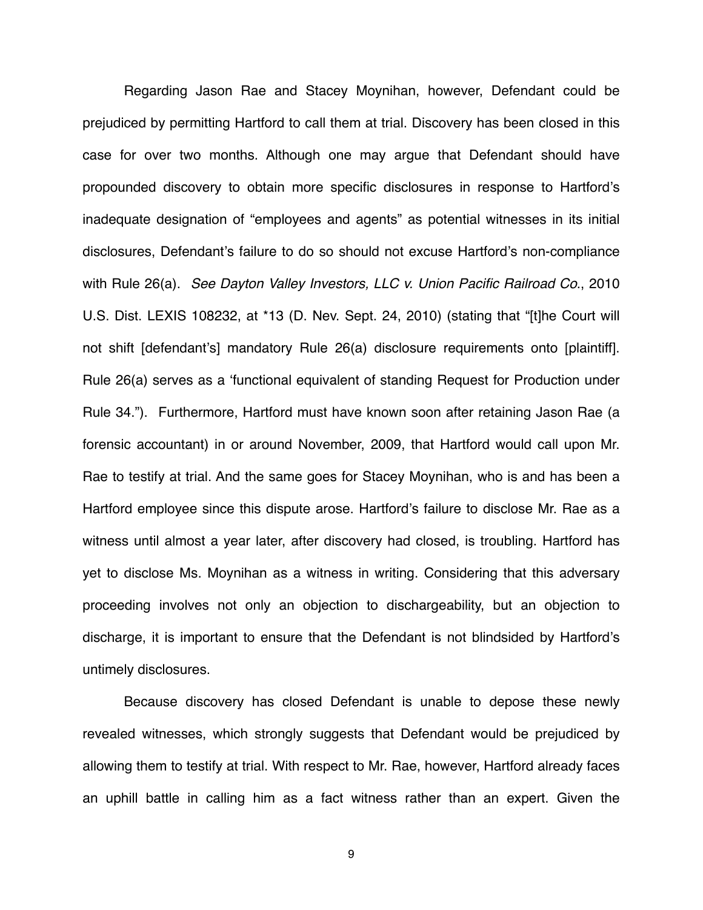Regarding Jason Rae and Stacey Moynihan, however, Defendant could be prejudiced by permitting Hartford to call them at trial. Discovery has been closed in this case for over two months. Although one may argue that Defendant should have propounded discovery to obtain more specific disclosures in response to Hartford's inadequate designation of "employees and agents" as potential witnesses in its initial disclosures, Defendant's failure to do so should not excuse Hartford's non-compliance with Rule 26(a). *See Dayton Valley Investors, LLC v. Union Pacific Railroad Co.*, 2010 U.S. Dist. LEXIS 108232, at *13 (D. Nev. Sept. 24, 2010) (stating that "[t]he Court will not shift [defendant's] mandatory Rule 26(a) disclosure requirements onto [plaintiff]. Rule 26(a) serves as a 'functional equivalent of standing Request for Production under Rule 34."). Furthermore, Hartford must have known soon after retaining Jason Rae (a forensic accountant) in or around November, 2009, that Hartford would call upon Mr. Rae to testify at trial. And the same goes for Stacey Moynihan, who is and has been a Hartford employee since this dispute arose. Hartford's failure to disclose Mr. Rae as a witness until almost a year later, after discovery had closed, is troubling. Hartford has yet to disclose Ms. Moynihan as a witness in writing. Considering that this adversary proceeding involves not only an objection to dischargeability, but an objection to discharge, it is important to ensure that the Defendant is not blindsided by Hartford's untimely disclosures.

Because discovery has closed Defendant is unable to depose these newly revealed witnesses, which strongly suggests that Defendant would be prejudiced by allowing them to testify at trial. With respect to Mr. Rae, however, Hartford already faces an uphill battle in calling him as a fact witness rather than an expert. Given the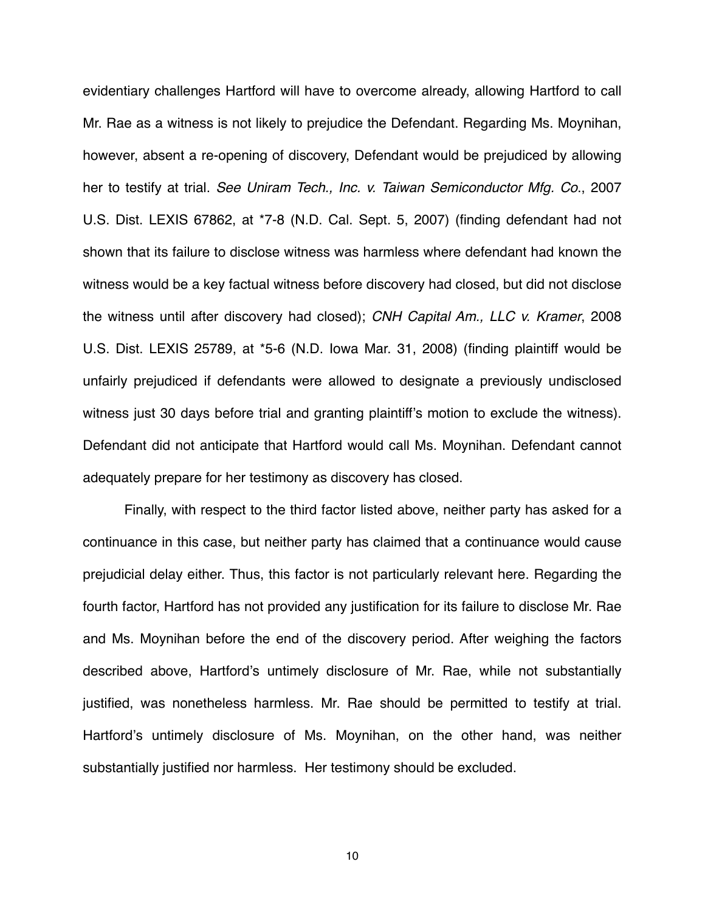evidentiary challenges Hartford will have to overcome already, allowing Hartford to call Mr. Rae as a witness is not likely to prejudice the Defendant. Regarding Ms. Moynihan, however, absent a re-opening of discovery, Defendant would be prejudiced by allowing her to testify at trial. *See Uniram Tech., Inc. v. Taiwan Semiconductor Mfg. Co.*, 2007 U.S. Dist. LEXIS 67862, at *7-8 (N.D. Cal. Sept. 5, 2007) (finding defendant had not shown that its failure to disclose witness was harmless where defendant had known the witness would be a key factual witness before discovery had closed, but did not disclose the witness until after discovery had closed); *CNH Capital Am., LLC v. Kramer*, 2008 U.S. Dist. LEXIS 25789, at *5-6 (N.D. Iowa Mar. 31, 2008) (finding plaintiff would be unfairly prejudiced if defendants were allowed to designate a previously undisclosed witness just 30 days before trial and granting plaintiff's motion to exclude the witness). Defendant did not anticipate that Hartford would call Ms. Moynihan. Defendant cannot adequately prepare for her testimony as discovery has closed.

Finally, with respect to the third factor listed above, neither party has asked for a continuance in this case, but neither party has claimed that a continuance would cause prejudicial delay either. Thus, this factor is not particularly relevant here. Regarding the fourth factor, Hartford has not provided any justification for its failure to disclose Mr. Rae and Ms. Moynihan before the end of the discovery period. After weighing the factors described above, Hartford's untimely disclosure of Mr. Rae, while not substantially justified, was nonetheless harmless. Mr. Rae should be permitted to testify at trial. Hartford's untimely disclosure of Ms. Moynihan, on the other hand, was neither substantially justified nor harmless. Her testimony should be excluded.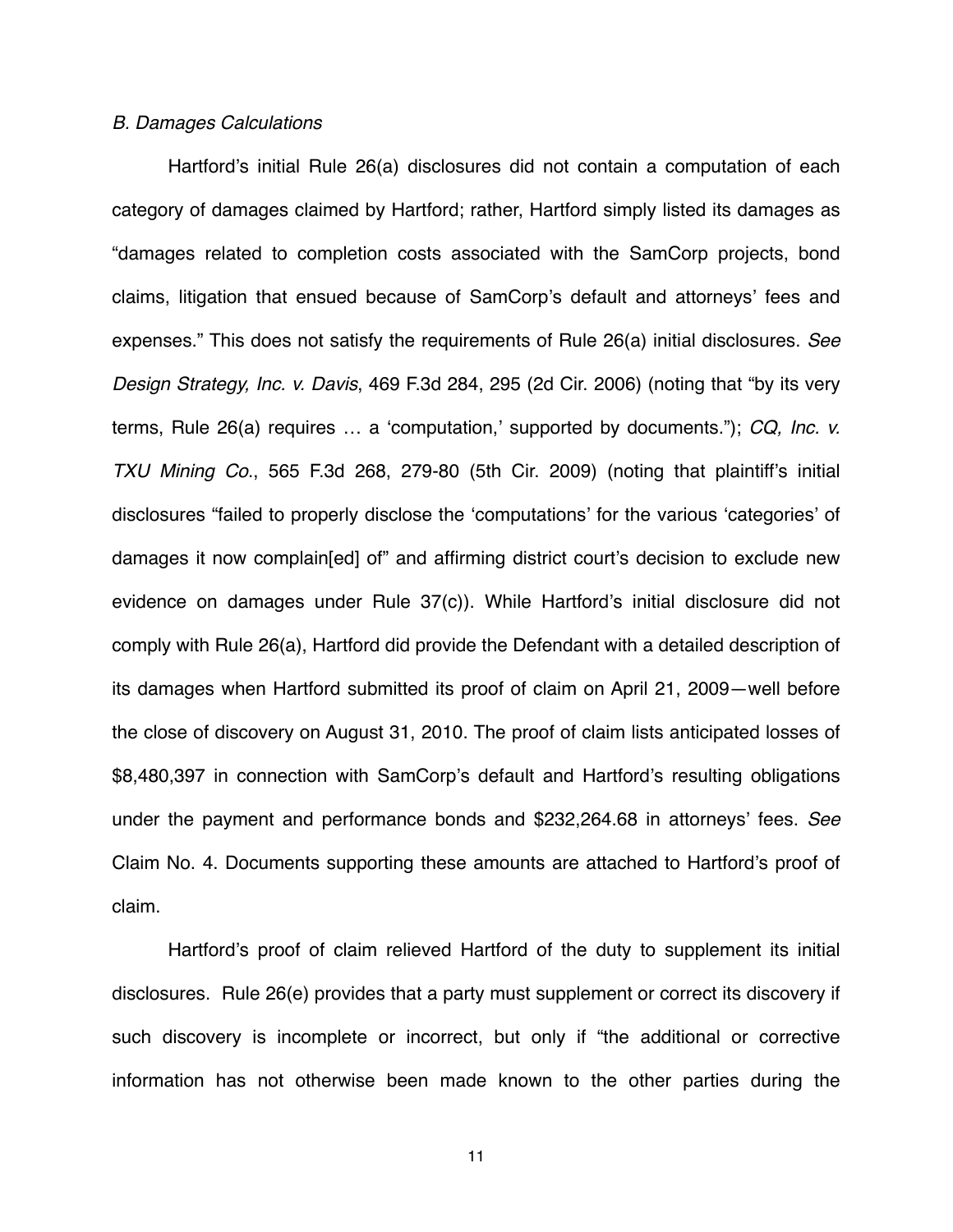*B. Damages Calculations*

Hartford's initial Rule 26(a) disclosures did not contain a computation of each category of damages claimed by Hartford; rather, Hartford simply listed its damages as "damages related to completion costs associated with the SamCorp projects, bond claims, litigation that ensued because of SamCorp's default and attorneys' fees and expenses." This does not satisfy the requirements of Rule 26(a) initial disclosures. *See Design Strategy, Inc. v. Davis*, 469 F.3d 284, 295 (2d Cir. 2006) (noting that "by its very terms, Rule 26(a) requires … a 'computation,' supported by documents."); *CQ, Inc. v. TXU Mining Co.*, 565 F.3d 268, 279-80 (5th Cir. 2009) (noting that plaintiff's initial disclosures "failed to properly disclose the 'computations' for the various 'categories' of damages it now complain[ed] of" and affirming district court's decision to exclude new evidence on damages under Rule 37(c)). While Hartford's initial disclosure did not comply with Rule 26(a), Hartford did provide the Defendant with a detailed description of its damages when Hartford submitted its proof of claim on April 21, 2009—well before the close of discovery on August 31, 2010. The proof of claim lists anticipated losses of $8,480,397 in connection with SamCorp's default and Hartford's resulting obligations under the payment and performance bonds and $232,264.68 in attorneys' fees. *See* Claim No. 4. Documents supporting these amounts are attached to Hartford's proof of claim.

Hartford's proof of claim relieved Hartford of the duty to supplement its initial disclosures. Rule 26(e) provides that a party must supplement or correct its discovery if such discovery is incomplete or incorrect, but only if "the additional or corrective information has not otherwise been made known to the other parties during the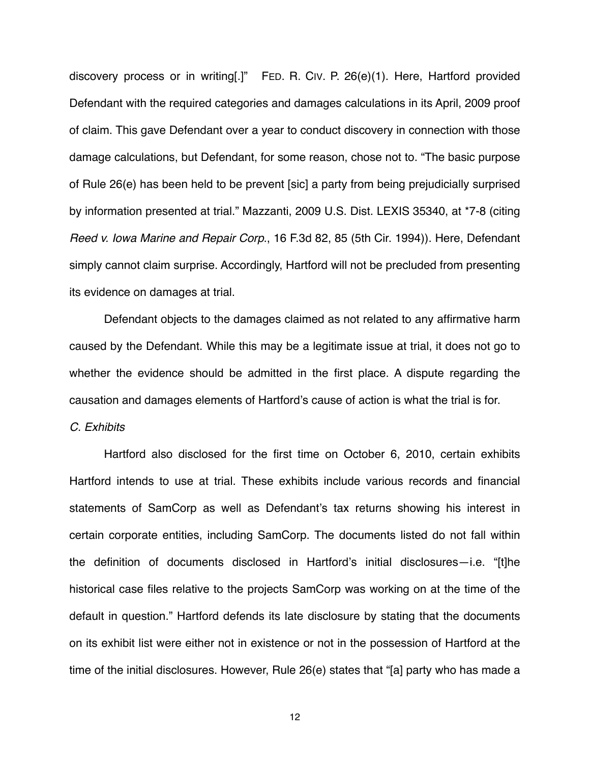discovery process or in writing[.]" FED. R. CIV. P. 26(e)(1). Here, Hartford provided Defendant with the required categories and damages calculations in its April, 2009 proof of claim. This gave Defendant over a year to conduct discovery in connection with those damage calculations, but Defendant, for some reason, chose not to. "The basic purpose of Rule 26(e) has been held to be prevent [sic] a party from being prejudicially surprised by information presented at trial." Mazzanti, 2009 U.S. Dist. LEXIS 35340, at *7-8 (citing *Reed v. Iowa Marine and Repair Corp.*, 16 F.3d 82, 85 (5th Cir. 1994)). Here, Defendant simply cannot claim surprise. Accordingly, Hartford will not be precluded from presenting its evidence on damages at trial.

Defendant objects to the damages claimed as not related to any affirmative harm caused by the Defendant. While this may be a legitimate issue at trial, it does not go to whether the evidence should be admitted in the first place. A dispute regarding the causation and damages elements of Hartford's cause of action is what the trial is for.

*C. Exhibits*

Hartford also disclosed for the first time on October 6, 2010, certain exhibits Hartford intends to use at trial. These exhibits include various records and financial statements of SamCorp as well as Defendant's tax returns showing his interest in certain corporate entities, including SamCorp. The documents listed do not fall within the definition of documents disclosed in Hartford's initial disclosures—i.e. "[t]he historical case files relative to the projects SamCorp was working on at the time of the default in question." Hartford defends its late disclosure by stating that the documents on its exhibit list were either not in existence or not in the possession of Hartford at the time of the initial disclosures. However, Rule 26(e) states that "[a] party who has made a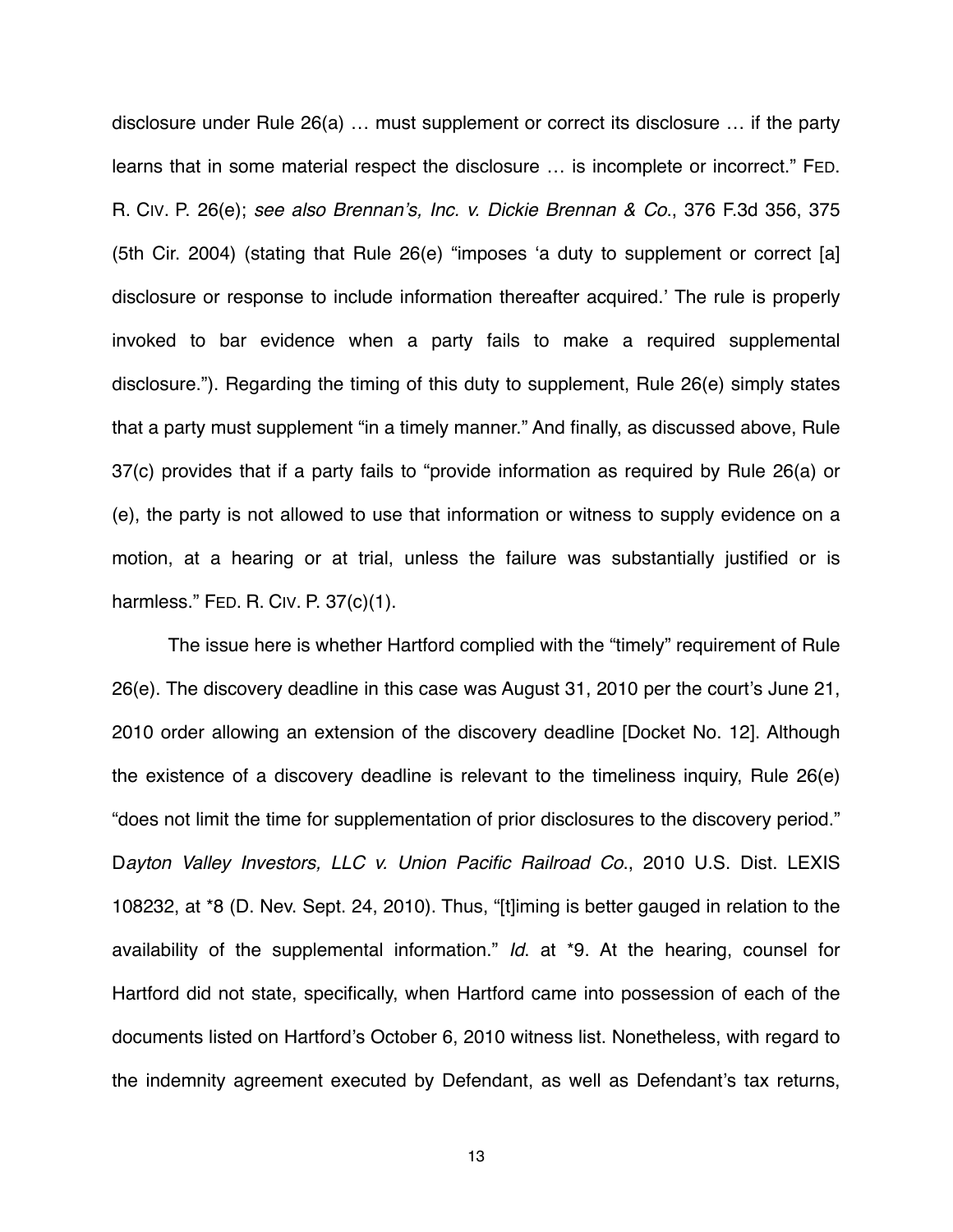disclosure under Rule 26(a) … must supplement or correct its disclosure … if the party learns that in some material respect the disclosure … is incomplete or incorrect." FED. R. CIV. P. 26(e); *see also Brennan's, Inc. v. Dickie Brennan & Co.*, 376 F.3d 356, 375 (5th Cir. 2004) (stating that Rule 26(e) "imposes 'a duty to supplement or correct [a] disclosure or response to include information thereafter acquired.' The rule is properly invoked to bar evidence when a party fails to make a required supplemental disclosure."). Regarding the timing of this duty to supplement, Rule 26(e) simply states that a party must supplement "in a timely manner." And finally, as discussed above, Rule 37(c) provides that if a party fails to "provide information as required by Rule 26(a) or (e), the party is not allowed to use that information or witness to supply evidence on a motion, at a hearing or at trial, unless the failure was substantially justified or is harmless." FED. R. CIV. P. 37(c)(1).

The issue here is whether Hartford complied with the "timely" requirement of Rule 26(e). The discovery deadline in this case was August 31, 2010 per the court's June 21, 2010 order allowing an extension of the discovery deadline [Docket No. 12]. Although the existence of a discovery deadline is relevant to the timeliness inquiry, Rule 26(e) "does not limit the time for supplementation of prior disclosures to the discovery period." D*ayton Valley Investors, LLC v. Union Pacific Railroad Co.*, 2010 U.S. Dist. LEXIS 108232, at *8 (D. Nev. Sept. 24, 2010). Thus, "[t]iming is better gauged in relation to the availability of the supplemental information." *Id.* at *9. At the hearing, counsel for Hartford did not state, specifically, when Hartford came into possession of each of the documents listed on Hartford's October 6, 2010 witness list. Nonetheless, with regard to the indemnity agreement executed by Defendant, as well as Defendant's tax returns,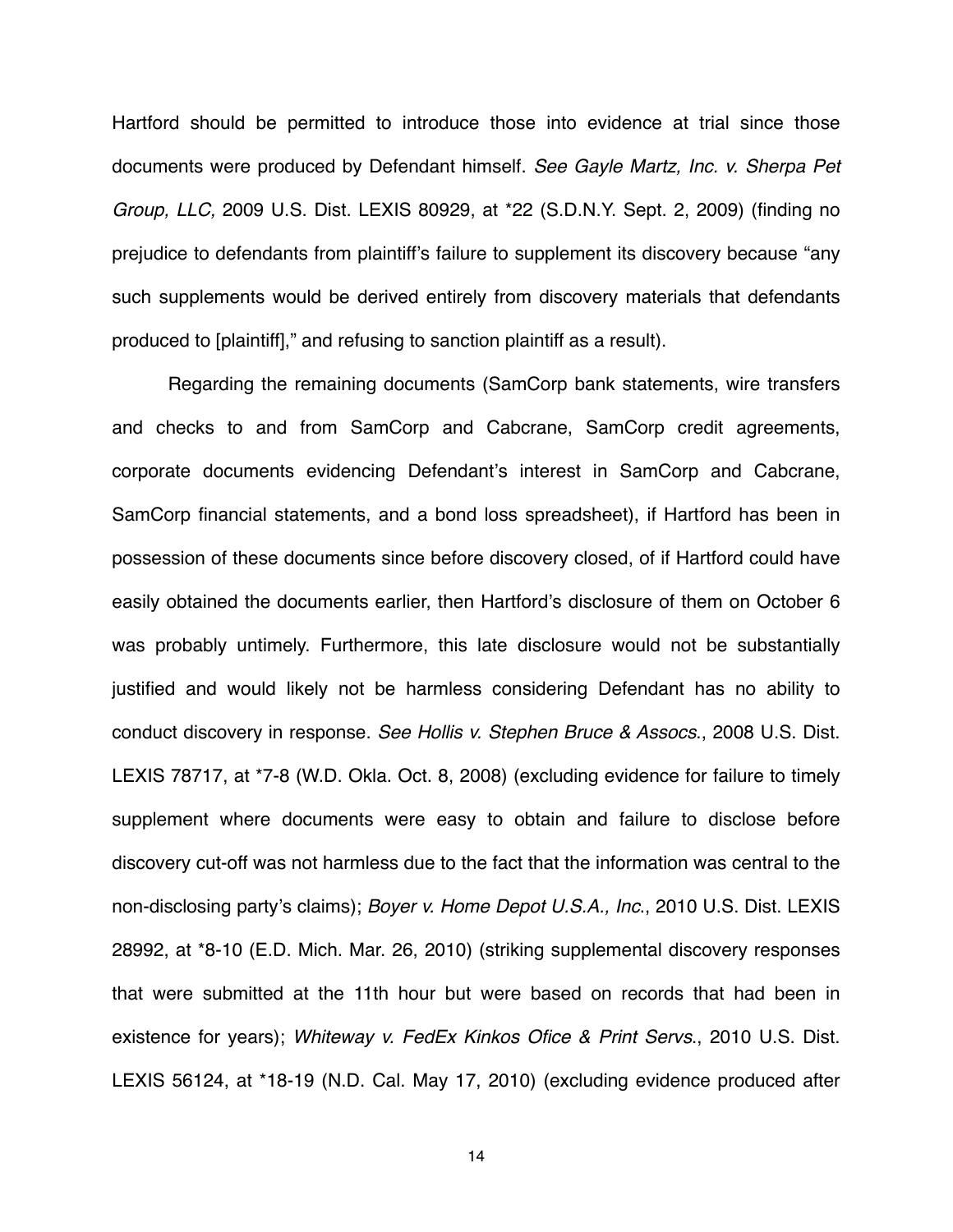Hartford should be permitted to introduce those into evidence at trial since those documents were produced by Defendant himself. *See Gayle Martz, Inc. v. Sherpa Pet Group, LLC,* 2009 U.S. Dist. LEXIS 80929, at *22 (S.D.N.Y. Sept. 2, 2009) (finding no prejudice to defendants from plaintiff's failure to supplement its discovery because "any such supplements would be derived entirely from discovery materials that defendants produced to [plaintiff]," and refusing to sanction plaintiff as a result).

Regarding the remaining documents (SamCorp bank statements, wire transfers and checks to and from SamCorp and Cabcrane, SamCorp credit agreements, corporate documents evidencing Defendant's interest in SamCorp and Cabcrane, SamCorp financial statements, and a bond loss spreadsheet), if Hartford has been in possession of these documents since before discovery closed, of if Hartford could have easily obtained the documents earlier, then Hartford's disclosure of them on October 6 was probably untimely. Furthermore, this late disclosure would not be substantially justified and would likely not be harmless considering Defendant has no ability to conduct discovery in response. *See Hollis v. Stephen Bruce & Assocs.*, 2008 U.S. Dist. LEXIS 78717, at *7-8 (W.D. Okla. Oct. 8, 2008) (excluding evidence for failure to timely supplement where documents were easy to obtain and failure to disclose before discovery cut-off was not harmless due to the fact that the information was central to the non-disclosing party's claims); *Boyer v. Home Depot U.S.A., Inc.*, 2010 U.S. Dist. LEXIS 28992, at *8-10 (E.D. Mich. Mar. 26, 2010) (striking supplemental discovery responses that were submitted at the 11th hour but were based on records that had been in existence for years); *Whiteway v. FedEx Kinkos Ofice & Print Servs.*, 2010 U.S. Dist. LEXIS 56124, at *18-19 (N.D. Cal. May 17, 2010) (excluding evidence produced after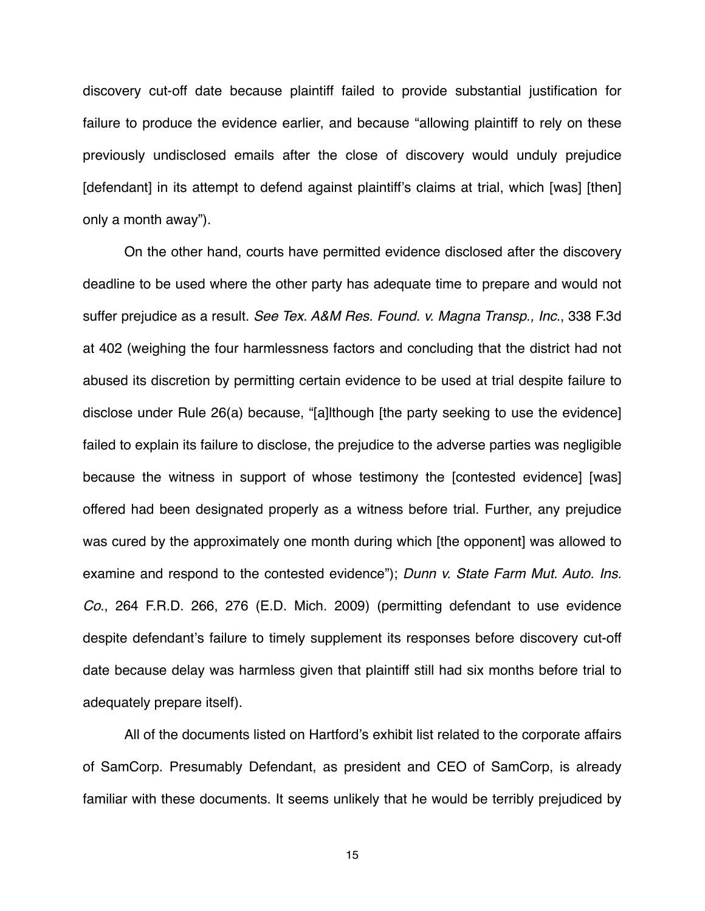discovery cut-off date because plaintiff failed to provide substantial justification for failure to produce the evidence earlier, and because "allowing plaintiff to rely on these previously undisclosed emails after the close of discovery would unduly prejudice [defendant] in its attempt to defend against plaintiff's claims at trial, which [was] [then] only a month away").

On the other hand, courts have permitted evidence disclosed after the discovery deadline to be used where the other party has adequate time to prepare and would not suffer prejudice as a result. *See Tex. A&M Res. Found. v. Magna Transp., Inc.*, 338 F.3d at 402 (weighing the four harmlessness factors and concluding that the district had not abused its discretion by permitting certain evidence to be used at trial despite failure to disclose under Rule 26(a) because, "[a]lthough [the party seeking to use the evidence] failed to explain its failure to disclose, the prejudice to the adverse parties was negligible because the witness in support of whose testimony the [contested evidence] [was] offered had been designated properly as a witness before trial. Further, any prejudice was cured by the approximately one month during which [the opponent] was allowed to examine and respond to the contested evidence"); *Dunn v. State Farm Mut. Auto. Ins. Co.*, 264 F.R.D. 266, 276 (E.D. Mich. 2009) (permitting defendant to use evidence despite defendant's failure to timely supplement its responses before discovery cut-off date because delay was harmless given that plaintiff still had six months before trial to adequately prepare itself).

All of the documents listed on Hartford's exhibit list related to the corporate affairs of SamCorp. Presumably Defendant, as president and CEO of SamCorp, is already familiar with these documents. It seems unlikely that he would be terribly prejudiced by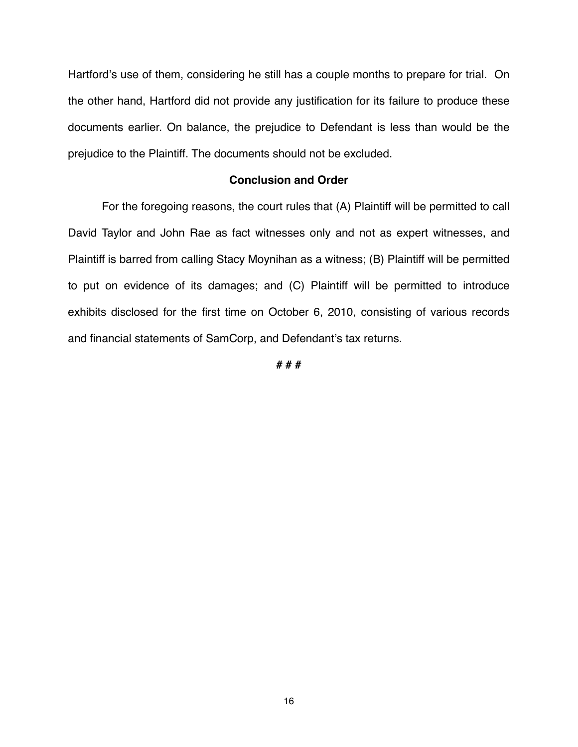Hartford's use of them, considering he still has a couple months to prepare for trial. On the other hand, Hartford did not provide any justification for its failure to produce these documents earlier. On balance, the prejudice to Defendant is less than would be the prejudice to the Plaintiff. The documents should not be excluded.

## Conclusion and Order

For the foregoing reasons, the court rules that (A) Plaintiff will be permitted to call David Taylor and John Rae as fact witnesses only and not as expert witnesses, and Plaintiff is barred from calling Stacy Moynihan as a witness; (B) Plaintiff will be permitted to put on evidence of its damages; and (C) Plaintiff will be permitted to introduce exhibits disclosed for the first time on October 6, 2010, consisting of various records and financial statements of SamCorp, and Defendant's tax returns.

*# # #*